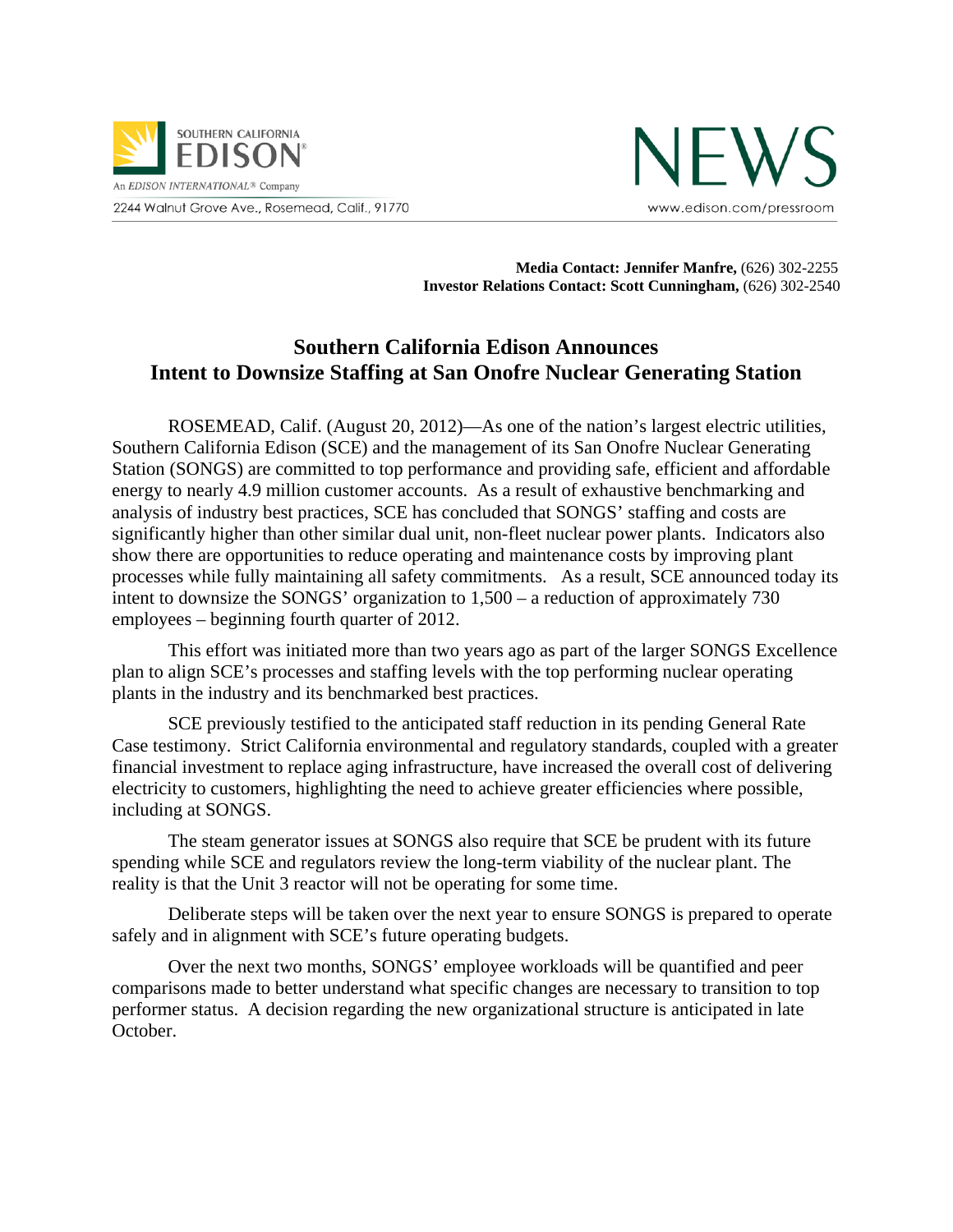SOUTHERN CALIFORNIA EDISON®

An EDISON INTERNATIONAL® Company

2244 Walnut Grove Ave., Rosemead, Calif., 91770

NEWS

www.edison.com/pressroom

**Media Contact: Jennifer Manfre,** (626) 302-2255
**Investor Relations Contact: Scott Cunningham,** (626) 302-2540

# Southern California Edison Announces Intent to Downsize Staffing at San Onofre Nuclear Generating Station

ROSEMEAD, Calif. (August 20, 2012)—As one of the nation's largest electric utilities, Southern California Edison (SCE) and the management of its San Onofre Nuclear Generating Station (SONGS) are committed to top performance and providing safe, efficient and affordable energy to nearly 4.9 million customer accounts. As a result of exhaustive benchmarking and analysis of industry best practices, SCE has concluded that SONGS' staffing and costs are significantly higher than other similar dual unit, non-fleet nuclear power plants. Indicators also show there are opportunities to reduce operating and maintenance costs by improving plant processes while fully maintaining all safety commitments. As a result, SCE announced today its intent to downsize the SONGS' organization to 1,500 – a reduction of approximately 730 employees – beginning fourth quarter of 2012.

This effort was initiated more than two years ago as part of the larger SONGS Excellence plan to align SCE's processes and staffing levels with the top performing nuclear operating plants in the industry and its benchmarked best practices.

SCE previously testified to the anticipated staff reduction in its pending General Rate Case testimony. Strict California environmental and regulatory standards, coupled with a greater financial investment to replace aging infrastructure, have increased the overall cost of delivering electricity to customers, highlighting the need to achieve greater efficiencies where possible, including at SONGS.

The steam generator issues at SONGS also require that SCE be prudent with its future spending while SCE and regulators review the long-term viability of the nuclear plant. The reality is that the Unit 3 reactor will not be operating for some time.

Deliberate steps will be taken over the next year to ensure SONGS is prepared to operate safely and in alignment with SCE's future operating budgets.

Over the next two months, SONGS' employee workloads will be quantified and peer comparisons made to better understand what specific changes are necessary to transition to top performer status. A decision regarding the new organizational structure is anticipated in late October.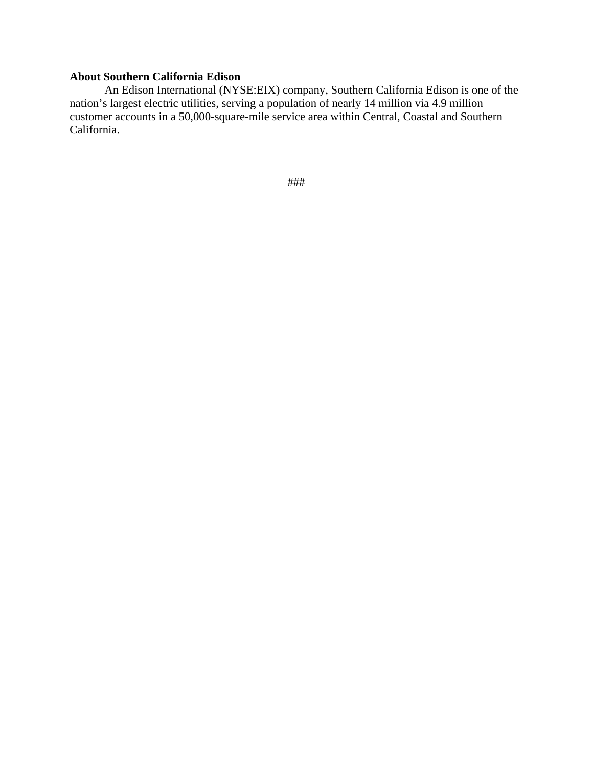**About Southern California Edison**

An Edison International (NYSE:EIX) company, Southern California Edison is one of the nation's largest electric utilities, serving a population of nearly 14 million via 4.9 million customer accounts in a 50,000-square-mile service area within Central, Coastal and Southern California.

###